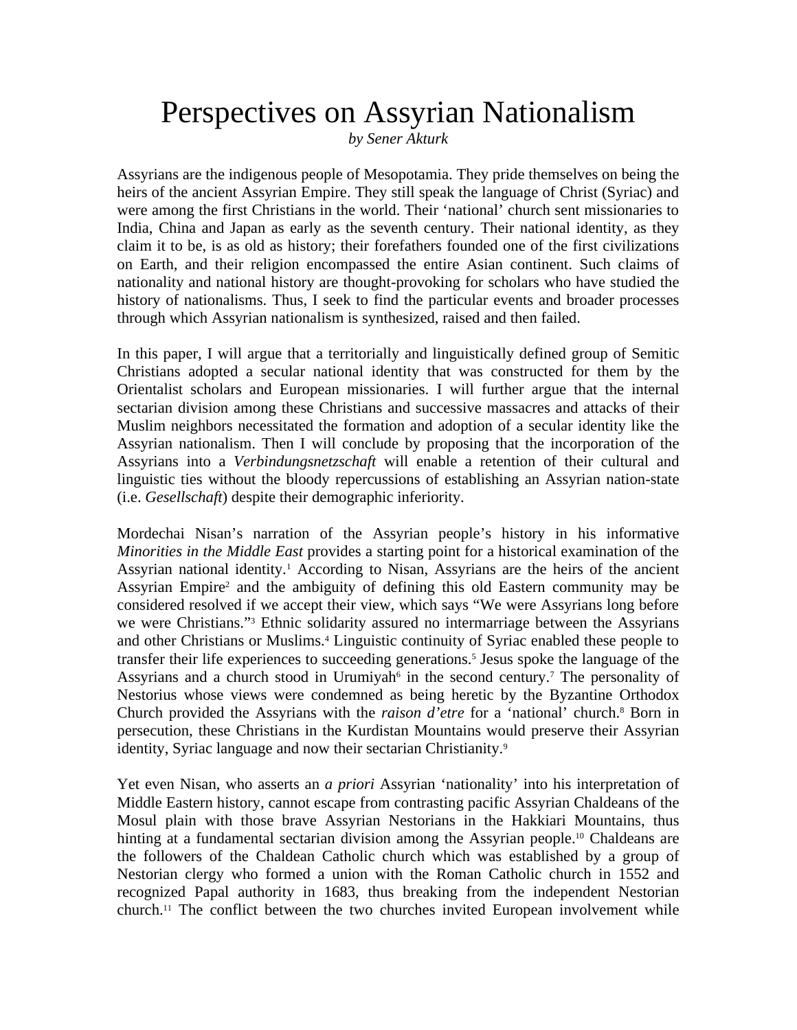# Perspectives on Assyrian Nationalism

*by Sener Akturk*

Assyrians are the indigenous people of Mesopotamia. They pride themselves on being the heirs of the ancient Assyrian Empire. They still speak the language of Christ (Syriac) and were among the first Christians in the world. Their 'national' church sent missionaries to India, China and Japan as early as the seventh century. Their national identity, as they claim it to be, is as old as history; their forefathers founded one of the first civilizations on Earth, and their religion encompassed the entire Asian continent. Such claims of nationality and national history are thought-provoking for scholars who have studied the history of nationalisms. Thus, I seek to find the particular events and broader processes through which Assyrian nationalism is synthesized, raised and then failed.

In this paper, I will argue that a territorially and linguistically defined group of Semitic Christians adopted a secular national identity that was constructed for them by the Orientalist scholars and European missionaries. I will further argue that the internal sectarian division among these Christians and successive massacres and attacks of their Muslim neighbors necessitated the formation and adoption of a secular identity like the Assyrian nationalism. Then I will conclude by proposing that the incorporation of the Assyrians into a *Verbindungsnetzschaft* will enable a retention of their cultural and linguistic ties without the bloody repercussions of establishing an Assyrian nation-state (i.e. *Gesellschaft*) despite their demographic inferiority.

Mordechai Nisan's narration of the Assyrian people's history in his informative *Minorities in the Middle East* provides a starting point for a historical examination of the Assyrian national identity.[1] According to Nisan, Assyrians are the heirs of the ancient Assyrian Empire[2] and the ambiguity of defining this old Eastern community may be considered resolved if we accept their view, which says "We were Assyrians long before we were Christians."[3] Ethnic solidarity assured no intermarriage between the Assyrians and other Christians or Muslims.[4] Linguistic continuity of Syriac enabled these people to transfer their life experiences to succeeding generations.[5] Jesus spoke the language of the Assyrians and a church stood in Urumiyah[6] in the second century.[7] The personality of Nestorius whose views were condemned as being heretic by the Byzantine Orthodox Church provided the Assyrians with the *raison d'etre* for a 'national' church.[8] Born in persecution, these Christians in the Kurdistan Mountains would preserve their Assyrian identity, Syriac language and now their sectarian Christianity.[9]

Yet even Nisan, who asserts an *a priori* Assyrian 'nationality' into his interpretation of Middle Eastern history, cannot escape from contrasting pacific Assyrian Chaldeans of the Mosul plain with those brave Assyrian Nestorians in the Hakkiari Mountains, thus hinting at a fundamental sectarian division among the Assyrian people.[10] Chaldeans are the followers of the Chaldean Catholic church which was established by a group of Nestorian clergy who formed a union with the Roman Catholic church in 1552 and recognized Papal authority in 1683, thus breaking from the independent Nestorian church.[11] The conflict between the two churches invited European involvement while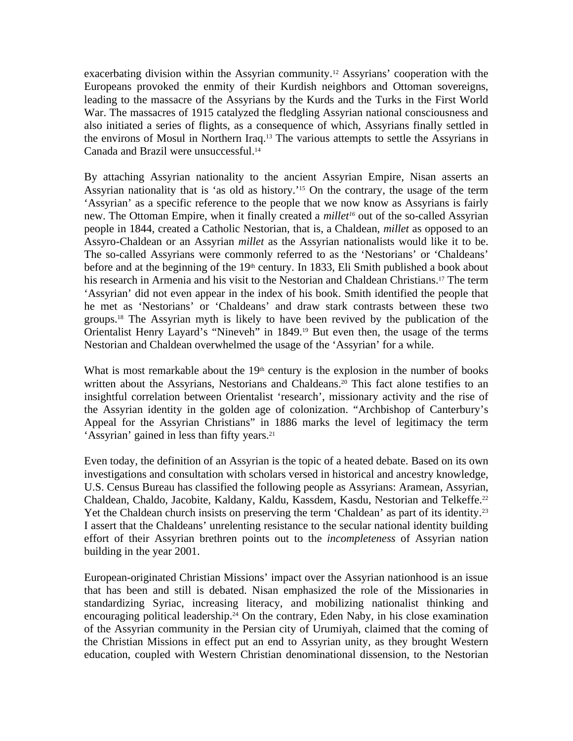exacerbating division within the Assyrian community.[12] Assyrians' cooperation with the Europeans provoked the enmity of their Kurdish neighbors and Ottoman sovereigns, leading to the massacre of the Assyrians by the Kurds and the Turks in the First World War. The massacres of 1915 catalyzed the fledgling Assyrian national consciousness and also initiated a series of flights, as a consequence of which, Assyrians finally settled in the environs of Mosul in Northern Iraq.[13] The various attempts to settle the Assyrians in Canada and Brazil were unsuccessful.[14]

By attaching Assyrian nationality to the ancient Assyrian Empire, Nisan asserts an Assyrian nationality that is 'as old as history.'[15] On the contrary, the usage of the term 'Assyrian' as a specific reference to the people that we now know as Assyrians is fairly new. The Ottoman Empire, when it finally created a *millet*[16] out of the so-called Assyrian people in 1844, created a Catholic Nestorian, that is, a Chaldean, *millet* as opposed to an Assyro-Chaldean or an Assyrian *millet* as the Assyrian nationalists would like it to be. The so-called Assyrians were commonly referred to as the 'Nestorians' or 'Chaldeans' before and at the beginning of the 19th century. In 1833, Eli Smith published a book about his research in Armenia and his visit to the Nestorian and Chaldean Christians.[17] The term 'Assyrian' did not even appear in the index of his book. Smith identified the people that he met as 'Nestorians' or 'Chaldeans' and draw stark contrasts between these two groups.[18] The Assyrian myth is likely to have been revived by the publication of the Orientalist Henry Layard's "Nineveh" in 1849.[19] But even then, the usage of the terms Nestorian and Chaldean overwhelmed the usage of the 'Assyrian' for a while.

What is most remarkable about the 19th century is the explosion in the number of books written about the Assyrians, Nestorians and Chaldeans.[20] This fact alone testifies to an insightful correlation between Orientalist 'research', missionary activity and the rise of the Assyrian identity in the golden age of colonization. "Archbishop of Canterbury's Appeal for the Assyrian Christians" in 1886 marks the level of legitimacy the term 'Assyrian' gained in less than fifty years.[21]

Even today, the definition of an Assyrian is the topic of a heated debate. Based on its own investigations and consultation with scholars versed in historical and ancestry knowledge, U.S. Census Bureau has classified the following people as Assyrians: Aramean, Assyrian, Chaldean, Chaldo, Jacobite, Kaldany, Kaldu, Kassdem, Kasdu, Nestorian and Telkeffe.[22] Yet the Chaldean church insists on preserving the term 'Chaldean' as part of its identity.[23] I assert that the Chaldeans' unrelenting resistance to the secular national identity building effort of their Assyrian brethren points out to the *incompleteness* of Assyrian nation building in the year 2001.

European-originated Christian Missions' impact over the Assyrian nationhood is an issue that has been and still is debated. Nisan emphasized the role of the Missionaries in standardizing Syriac, increasing literacy, and mobilizing nationalist thinking and encouraging political leadership.[24] On the contrary, Eden Naby, in his close examination of the Assyrian community in the Persian city of Urumiyah, claimed that the coming of the Christian Missions in effect put an end to Assyrian unity, as they brought Western education, coupled with Western Christian denominational dissension, to the Nestorian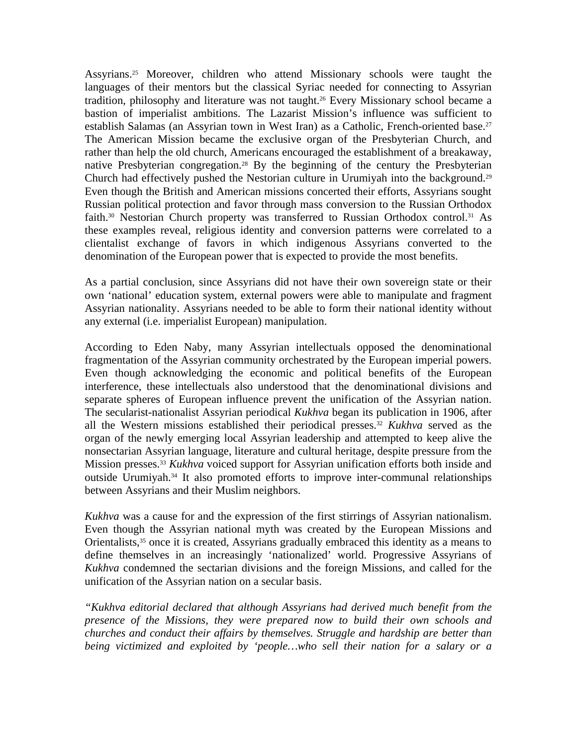Assyrians.[25] Moreover, children who attend Missionary schools were taught the languages of their mentors but the classical Syriac needed for connecting to Assyrian tradition, philosophy and literature was not taught.[26] Every Missionary school became a bastion of imperialist ambitions. The Lazarist Mission's influence was sufficient to establish Salamas (an Assyrian town in West Iran) as a Catholic, French-oriented base.[27] The American Mission became the exclusive organ of the Presbyterian Church, and rather than help the old church, Americans encouraged the establishment of a breakaway, native Presbyterian congregation.[28] By the beginning of the century the Presbyterian Church had effectively pushed the Nestorian culture in Urumiyah into the background.[29] Even though the British and American missions concerted their efforts, Assyrians sought Russian political protection and favor through mass conversion to the Russian Orthodox faith.[30] Nestorian Church property was transferred to Russian Orthodox control.[31] As these examples reveal, religious identity and conversion patterns were correlated to a clientalist exchange of favors in which indigenous Assyrians converted to the denomination of the European power that is expected to provide the most benefits.

As a partial conclusion, since Assyrians did not have their own sovereign state or their own 'national' education system, external powers were able to manipulate and fragment Assyrian nationality. Assyrians needed to be able to form their national identity without any external (i.e. imperialist European) manipulation.

According to Eden Naby, many Assyrian intellectuals opposed the denominational fragmentation of the Assyrian community orchestrated by the European imperial powers. Even though acknowledging the economic and political benefits of the European interference, these intellectuals also understood that the denominational divisions and separate spheres of European influence prevent the unification of the Assyrian nation. The secularist-nationalist Assyrian periodical *Kukhva* began its publication in 1906, after all the Western missions established their periodical presses.[32] *Kukhva* served as the organ of the newly emerging local Assyrian leadership and attempted to keep alive the nonsectarian Assyrian language, literature and cultural heritage, despite pressure from the Mission presses.[33] *Kukhva* voiced support for Assyrian unification efforts both inside and outside Urumiyah.[34] It also promoted efforts to improve inter-communal relationships between Assyrians and their Muslim neighbors.

*Kukhva* was a cause for and the expression of the first stirrings of Assyrian nationalism. Even though the Assyrian national myth was created by the European Missions and Orientalists,[35] once it is created, Assyrians gradually embraced this identity as a means to define themselves in an increasingly 'nationalized' world. Progressive Assyrians of *Kukhva* condemned the sectarian divisions and the foreign Missions, and called for the unification of the Assyrian nation on a secular basis.

*"Kukhva editorial declared that although Assyrians had derived much benefit from the presence of the Missions, they were prepared now to build their own schools and churches and conduct their affairs by themselves. Struggle and hardship are better than being victimized and exploited by 'people…who sell their nation for a salary or a*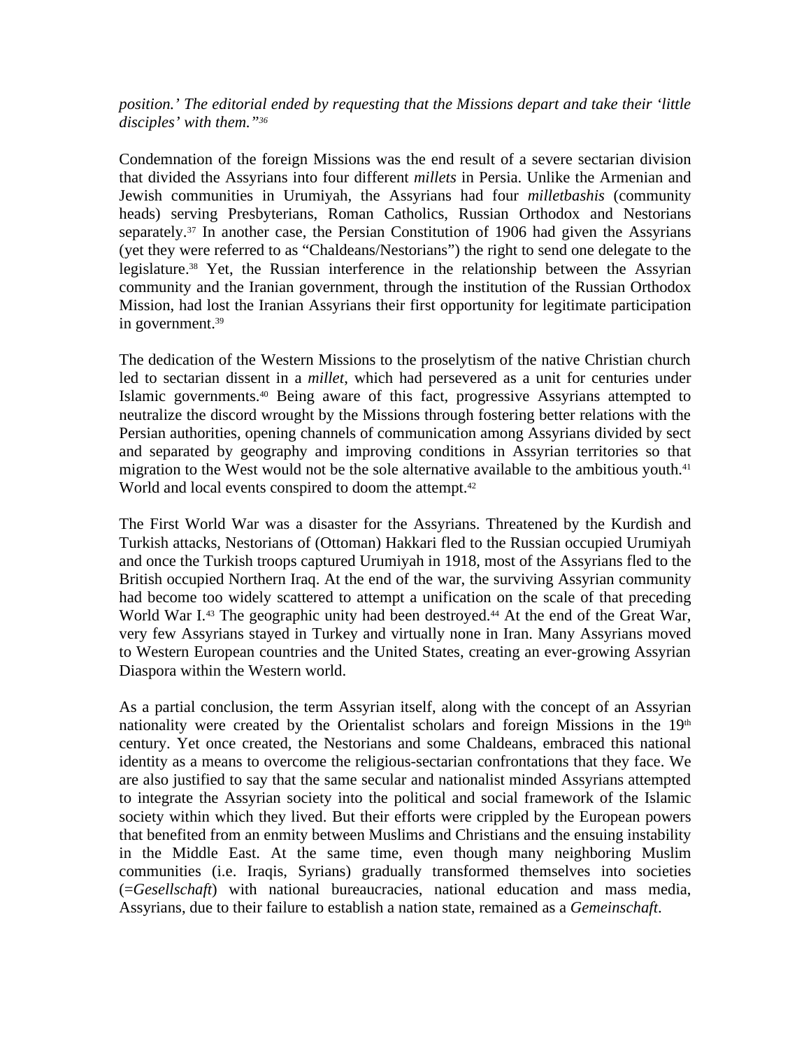*position.' The editorial ended by requesting that the Missions depart and take their 'little disciples' with them."*[36]

Condemnation of the foreign Missions was the end result of a severe sectarian division that divided the Assyrians into four different *millets* in Persia. Unlike the Armenian and Jewish communities in Urumiyah, the Assyrians had four *milletbashis* (community heads) serving Presbyterians, Roman Catholics, Russian Orthodox and Nestorians separately.[37] In another case, the Persian Constitution of 1906 had given the Assyrians (yet they were referred to as "Chaldeans/Nestorians") the right to send one delegate to the legislature.[38] Yet, the Russian interference in the relationship between the Assyrian community and the Iranian government, through the institution of the Russian Orthodox Mission, had lost the Iranian Assyrians their first opportunity for legitimate participation in government.[39]

The dedication of the Western Missions to the proselytism of the native Christian church led to sectarian dissent in a *millet*, which had persevered as a unit for centuries under Islamic governments.[40] Being aware of this fact, progressive Assyrians attempted to neutralize the discord wrought by the Missions through fostering better relations with the Persian authorities, opening channels of communication among Assyrians divided by sect and separated by geography and improving conditions in Assyrian territories so that migration to the West would not be the sole alternative available to the ambitious youth.[41] World and local events conspired to doom the attempt.[42]

The First World War was a disaster for the Assyrians. Threatened by the Kurdish and Turkish attacks, Nestorians of (Ottoman) Hakkari fled to the Russian occupied Urumiyah and once the Turkish troops captured Urumiyah in 1918, most of the Assyrians fled to the British occupied Northern Iraq. At the end of the war, the surviving Assyrian community had become too widely scattered to attempt a unification on the scale of that preceding World War I.[43] The geographic unity had been destroyed.[44] At the end of the Great War, very few Assyrians stayed in Turkey and virtually none in Iran. Many Assyrians moved to Western European countries and the United States, creating an ever-growing Assyrian Diaspora within the Western world.

As a partial conclusion, the term Assyrian itself, along with the concept of an Assyrian nationality were created by the Orientalist scholars and foreign Missions in the 19th century. Yet once created, the Nestorians and some Chaldeans, embraced this national identity as a means to overcome the religious-sectarian confrontations that they face. We are also justified to say that the same secular and nationalist minded Assyrians attempted to integrate the Assyrian society into the political and social framework of the Islamic society within which they lived. But their efforts were crippled by the European powers that benefited from an enmity between Muslims and Christians and the ensuing instability in the Middle East. At the same time, even though many neighboring Muslim communities (i.e. Iraqis, Syrians) gradually transformed themselves into societies (=*Gesellschaft*) with national bureaucracies, national education and mass media, Assyrians, due to their failure to establish a nation state, remained as a *Gemeinschaft*.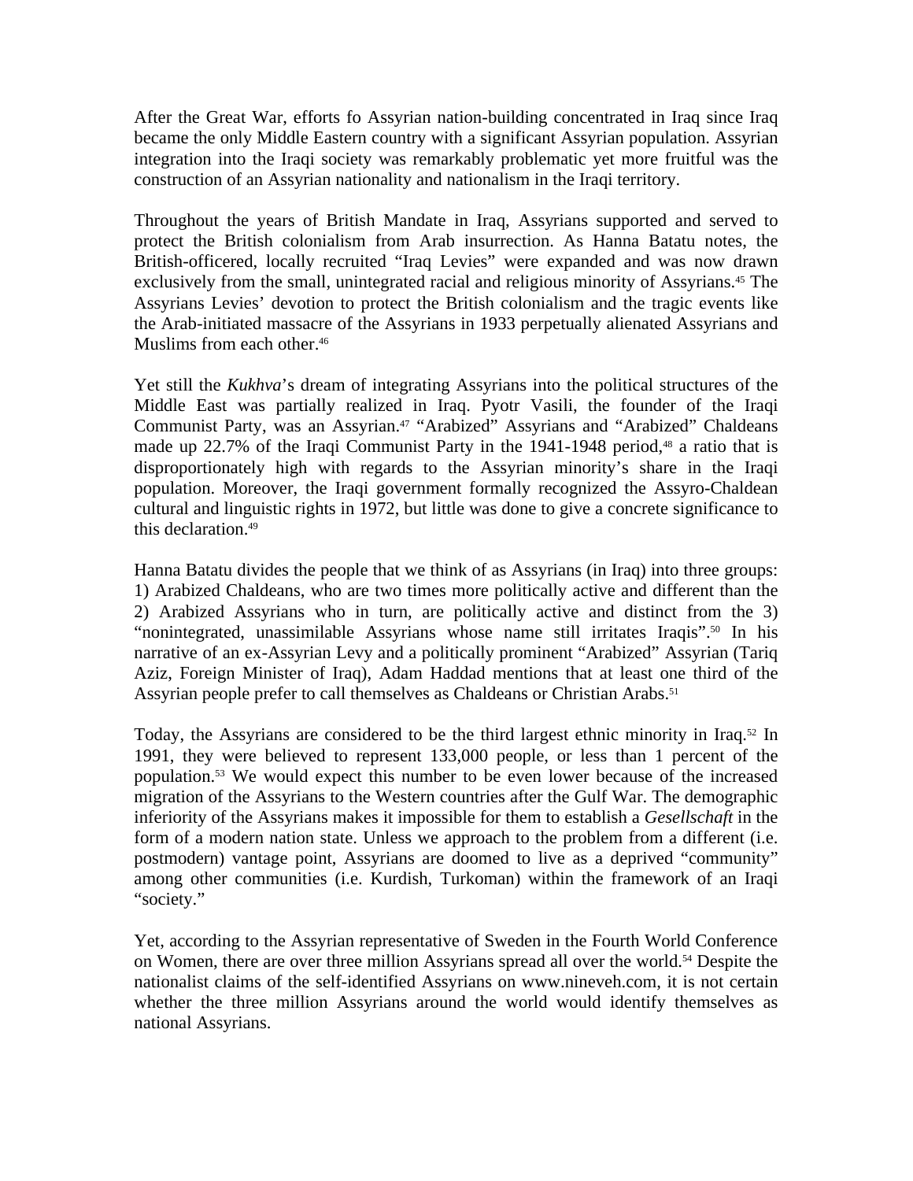After the Great War, efforts fo Assyrian nation-building concentrated in Iraq since Iraq became the only Middle Eastern country with a significant Assyrian population. Assyrian integration into the Iraqi society was remarkably problematic yet more fruitful was the construction of an Assyrian nationality and nationalism in the Iraqi territory.

Throughout the years of British Mandate in Iraq, Assyrians supported and served to protect the British colonialism from Arab insurrection. As Hanna Batatu notes, the British-officered, locally recruited "Iraq Levies" were expanded and was now drawn exclusively from the small, unintegrated racial and religious minority of Assyrians.[45] The Assyrians Levies' devotion to protect the British colonialism and the tragic events like the Arab-initiated massacre of the Assyrians in 1933 perpetually alienated Assyrians and Muslims from each other.[46]

Yet still the *Kukhva*'s dream of integrating Assyrians into the political structures of the Middle East was partially realized in Iraq. Pyotr Vasili, the founder of the Iraqi Communist Party, was an Assyrian.[47] "Arabized" Assyrians and "Arabized" Chaldeans made up 22.7% of the Iraqi Communist Party in the 1941-1948 period,[48] a ratio that is disproportionately high with regards to the Assyrian minority's share in the Iraqi population. Moreover, the Iraqi government formally recognized the Assyro-Chaldean cultural and linguistic rights in 1972, but little was done to give a concrete significance to this declaration.[49]

Hanna Batatu divides the people that we think of as Assyrians (in Iraq) into three groups: 1) Arabized Chaldeans, who are two times more politically active and different than the 2) Arabized Assyrians who in turn, are politically active and distinct from the 3) "nonintegrated, unassimilable Assyrians whose name still irritates Iraqis".[50] In his narrative of an ex-Assyrian Levy and a politically prominent "Arabized" Assyrian (Tariq Aziz, Foreign Minister of Iraq), Adam Haddad mentions that at least one third of the Assyrian people prefer to call themselves as Chaldeans or Christian Arabs.[51]

Today, the Assyrians are considered to be the third largest ethnic minority in Iraq.[52] In 1991, they were believed to represent 133,000 people, or less than 1 percent of the population.[53] We would expect this number to be even lower because of the increased migration of the Assyrians to the Western countries after the Gulf War. The demographic inferiority of the Assyrians makes it impossible for them to establish a *Gesellschaft* in the form of a modern nation state. Unless we approach to the problem from a different (i.e. postmodern) vantage point, Assyrians are doomed to live as a deprived "community" among other communities (i.e. Kurdish, Turkoman) within the framework of an Iraqi "society."

Yet, according to the Assyrian representative of Sweden in the Fourth World Conference on Women, there are over three million Assyrians spread all over the world.[54] Despite the nationalist claims of the self-identified Assyrians on www.nineveh.com, it is not certain whether the three million Assyrians around the world would identify themselves as national Assyrians.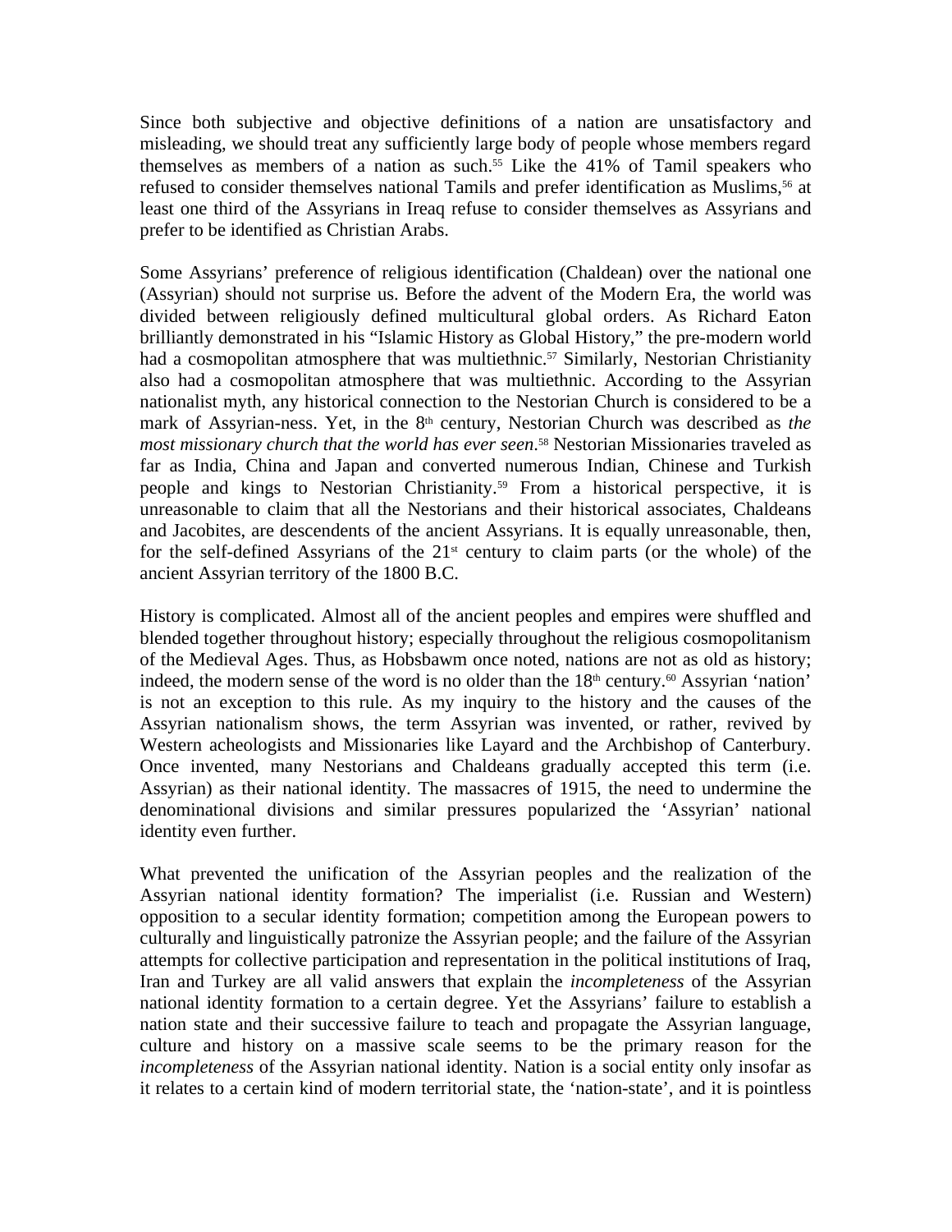Since both subjective and objective definitions of a nation are unsatisfactory and misleading, we should treat any sufficiently large body of people whose members regard themselves as members of a nation as such.[55] Like the 41% of Tamil speakers who refused to consider themselves national Tamils and prefer identification as Muslims,[56] at least one third of the Assyrians in Ireaq refuse to consider themselves as Assyrians and prefer to be identified as Christian Arabs.

Some Assyrians' preference of religious identification (Chaldean) over the national one (Assyrian) should not surprise us. Before the advent of the Modern Era, the world was divided between religiously defined multicultural global orders. As Richard Eaton brilliantly demonstrated in his "Islamic History as Global History," the pre-modern world had a cosmopolitan atmosphere that was multiethnic.[57] Similarly, Nestorian Christianity also had a cosmopolitan atmosphere that was multiethnic. According to the Assyrian nationalist myth, any historical connection to the Nestorian Church is considered to be a mark of Assyrian-ness. Yet, in the 8th century, Nestorian Church was described as *the most missionary church that the world has ever seen*.[58] Nestorian Missionaries traveled as far as India, China and Japan and converted numerous Indian, Chinese and Turkish people and kings to Nestorian Christianity.[59] From a historical perspective, it is unreasonable to claim that all the Nestorians and their historical associates, Chaldeans and Jacobites, are descendents of the ancient Assyrians. It is equally unreasonable, then, for the self-defined Assyrians of the 21st century to claim parts (or the whole) of the ancient Assyrian territory of the 1800 B.C.

History is complicated. Almost all of the ancient peoples and empires were shuffled and blended together throughout history; especially throughout the religious cosmopolitanism of the Medieval Ages. Thus, as Hobsbawm once noted, nations are not as old as history; indeed, the modern sense of the word is no older than the 18th century.[60] Assyrian 'nation' is not an exception to this rule. As my inquiry to the history and the causes of the Assyrian nationalism shows, the term Assyrian was invented, or rather, revived by Western acheologists and Missionaries like Layard and the Archbishop of Canterbury. Once invented, many Nestorians and Chaldeans gradually accepted this term (i.e. Assyrian) as their national identity. The massacres of 1915, the need to undermine the denominational divisions and similar pressures popularized the 'Assyrian' national identity even further.

What prevented the unification of the Assyrian peoples and the realization of the Assyrian national identity formation? The imperialist (i.e. Russian and Western) opposition to a secular identity formation; competition among the European powers to culturally and linguistically patronize the Assyrian people; and the failure of the Assyrian attempts for collective participation and representation in the political institutions of Iraq, Iran and Turkey are all valid answers that explain the *incompleteness* of the Assyrian national identity formation to a certain degree. Yet the Assyrians' failure to establish a nation state and their successive failure to teach and propagate the Assyrian language, culture and history on a massive scale seems to be the primary reason for the *incompleteness* of the Assyrian national identity. Nation is a social entity only insofar as it relates to a certain kind of modern territorial state, the 'nation-state', and it is pointless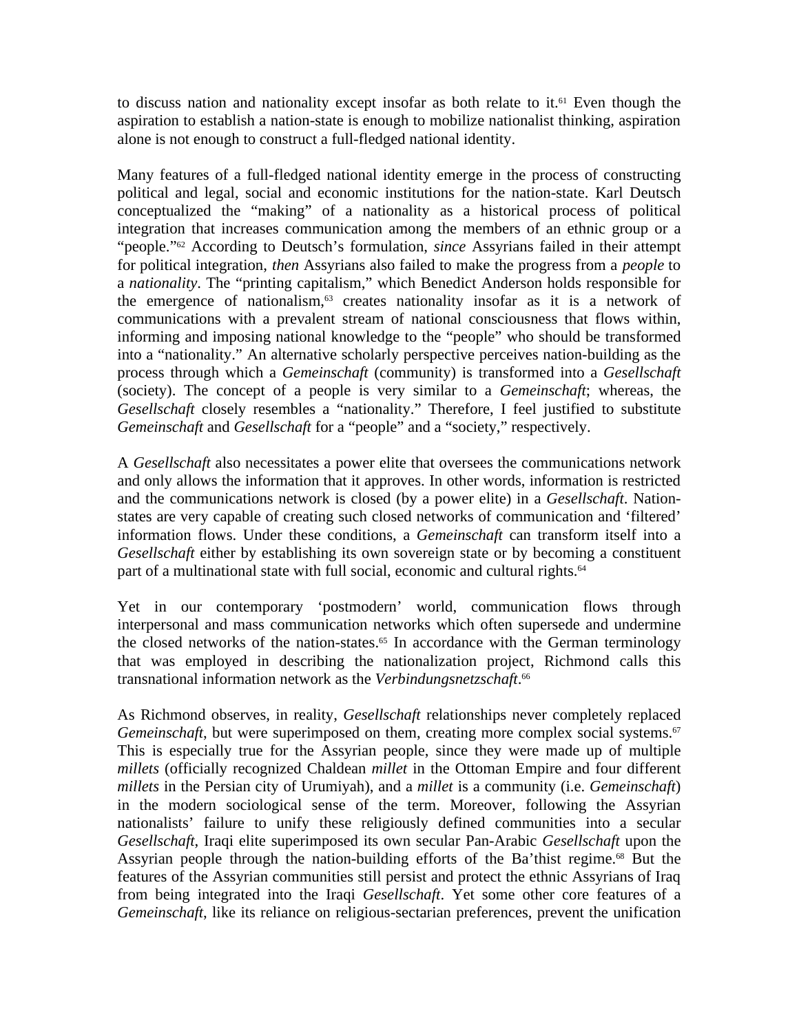to discuss nation and nationality except insofar as both relate to it.[61] Even though the aspiration to establish a nation-state is enough to mobilize nationalist thinking, aspiration alone is not enough to construct a full-fledged national identity.

Many features of a full-fledged national identity emerge in the process of constructing political and legal, social and economic institutions for the nation-state. Karl Deutsch conceptualized the "making" of a nationality as a historical process of political integration that increases communication among the members of an ethnic group or a "people."[62] According to Deutsch's formulation, *since* Assyrians failed in their attempt for political integration, *then* Assyrians also failed to make the progress from a *people* to a *nationality*. The "printing capitalism," which Benedict Anderson holds responsible for the emergence of nationalism,[63] creates nationality insofar as it is a network of communications with a prevalent stream of national consciousness that flows within, informing and imposing national knowledge to the "people" who should be transformed into a "nationality." An alternative scholarly perspective perceives nation-building as the process through which a *Gemeinschaft* (community) is transformed into a *Gesellschaft* (society). The concept of a people is very similar to a *Gemeinschaft*; whereas, the *Gesellschaft* closely resembles a "nationality." Therefore, I feel justified to substitute *Gemeinschaft* and *Gesellschaft* for a "people" and a "society," respectively.

A *Gesellschaft* also necessitates a power elite that oversees the communications network and only allows the information that it approves. In other words, information is restricted and the communications network is closed (by a power elite) in a *Gesellschaft*. Nation-states are very capable of creating such closed networks of communication and 'filtered' information flows. Under these conditions, a *Gemeinschaft* can transform itself into a *Gesellschaft* either by establishing its own sovereign state or by becoming a constituent part of a multinational state with full social, economic and cultural rights.[64]

Yet in our contemporary 'postmodern' world, communication flows through interpersonal and mass communication networks which often supersede and undermine the closed networks of the nation-states.[65] In accordance with the German terminology that was employed in describing the nationalization project, Richmond calls this transnational information network as the *Verbindungsnetzschaft*.[66]

As Richmond observes, in reality, *Gesellschaft* relationships never completely replaced *Gemeinschaft*, but were superimposed on them, creating more complex social systems.[67] This is especially true for the Assyrian people, since they were made up of multiple *millets* (officially recognized Chaldean *millet* in the Ottoman Empire and four different *millets* in the Persian city of Urumiyah), and a *millet* is a community (i.e. *Gemeinschaft*) in the modern sociological sense of the term. Moreover, following the Assyrian nationalists' failure to unify these religiously defined communities into a secular *Gesellschaft*, Iraqi elite superimposed its own secular Pan-Arabic *Gesellschaft* upon the Assyrian people through the nation-building efforts of the Ba'thist regime.[68] But the features of the Assyrian communities still persist and protect the ethnic Assyrians of Iraq from being integrated into the Iraqi *Gesellschaft*. Yet some other core features of a *Gemeinschaft*, like its reliance on religious-sectarian preferences, prevent the unification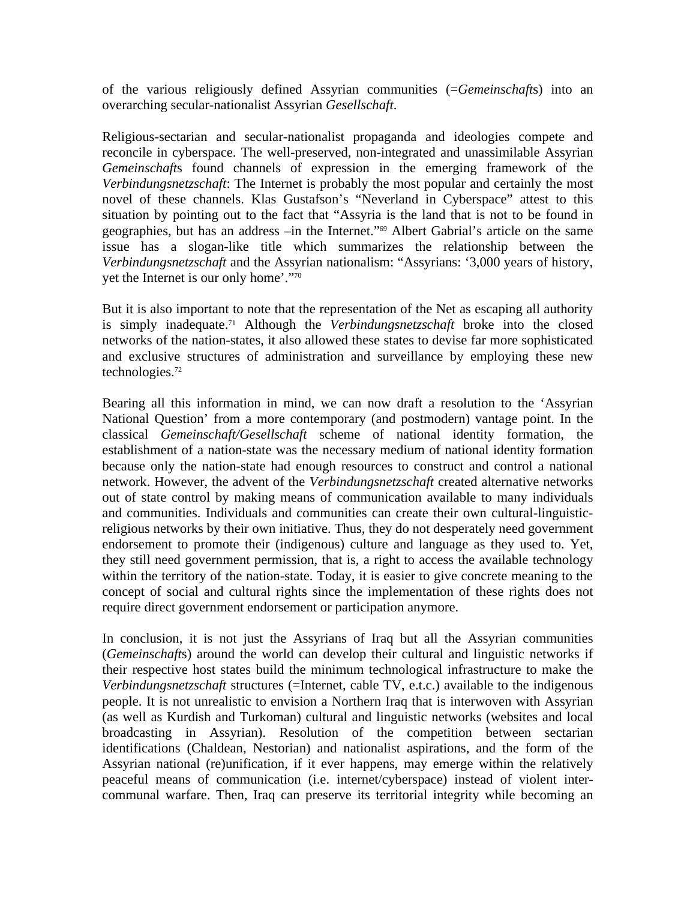of the various religiously defined Assyrian communities (=*Gemeinschaft*s) into an overarching secular-nationalist Assyrian *Gesellschaft*.

Religious-sectarian and secular-nationalist propaganda and ideologies compete and reconcile in cyberspace. The well-preserved, non-integrated and unassimilable Assyrian *Gemeinschaft*s found channels of expression in the emerging framework of the *Verbindungsnetzschaft*: The Internet is probably the most popular and certainly the most novel of these channels. Klas Gustafson's "Neverland in Cyberspace" attest to this situation by pointing out to the fact that "Assyria is the land that is not to be found in geographies, but has an address –in the Internet."[69] Albert Gabrial's article on the same issue has a slogan-like title which summarizes the relationship between the *Verbindungsnetzschaft* and the Assyrian nationalism: "Assyrians: '3,000 years of history, yet the Internet is our only home'."[70]

But it is also important to note that the representation of the Net as escaping all authority is simply inadequate.[71] Although the *Verbindungsnetzschaft* broke into the closed networks of the nation-states, it also allowed these states to devise far more sophisticated and exclusive structures of administration and surveillance by employing these new technologies.[72]

Bearing all this information in mind, we can now draft a resolution to the 'Assyrian National Question' from a more contemporary (and postmodern) vantage point. In the classical *Gemeinschaft/Gesellschaft* scheme of national identity formation, the establishment of a nation-state was the necessary medium of national identity formation because only the nation-state had enough resources to construct and control a national network. However, the advent of the *Verbindungsnetzschaft* created alternative networks out of state control by making means of communication available to many individuals and communities. Individuals and communities can create their own cultural-linguistic-religious networks by their own initiative. Thus, they do not desperately need government endorsement to promote their (indigenous) culture and language as they used to. Yet, they still need government permission, that is, a right to access the available technology within the territory of the nation-state. Today, it is easier to give concrete meaning to the concept of social and cultural rights since the implementation of these rights does not require direct government endorsement or participation anymore.

In conclusion, it is not just the Assyrians of Iraq but all the Assyrian communities (*Gemeinschaft*s) around the world can develop their cultural and linguistic networks if their respective host states build the minimum technological infrastructure to make the *Verbindungsnetzschaft* structures (=Internet, cable TV, e.t.c.) available to the indigenous people. It is not unrealistic to envision a Northern Iraq that is interwoven with Assyrian (as well as Kurdish and Turkoman) cultural and linguistic networks (websites and local broadcasting in Assyrian). Resolution of the competition between sectarian identifications (Chaldean, Nestorian) and nationalist aspirations, and the form of the Assyrian national (re)unification, if it ever happens, may emerge within the relatively peaceful means of communication (i.e. internet/cyberspace) instead of violent inter-communal warfare. Then, Iraq can preserve its territorial integrity while becoming an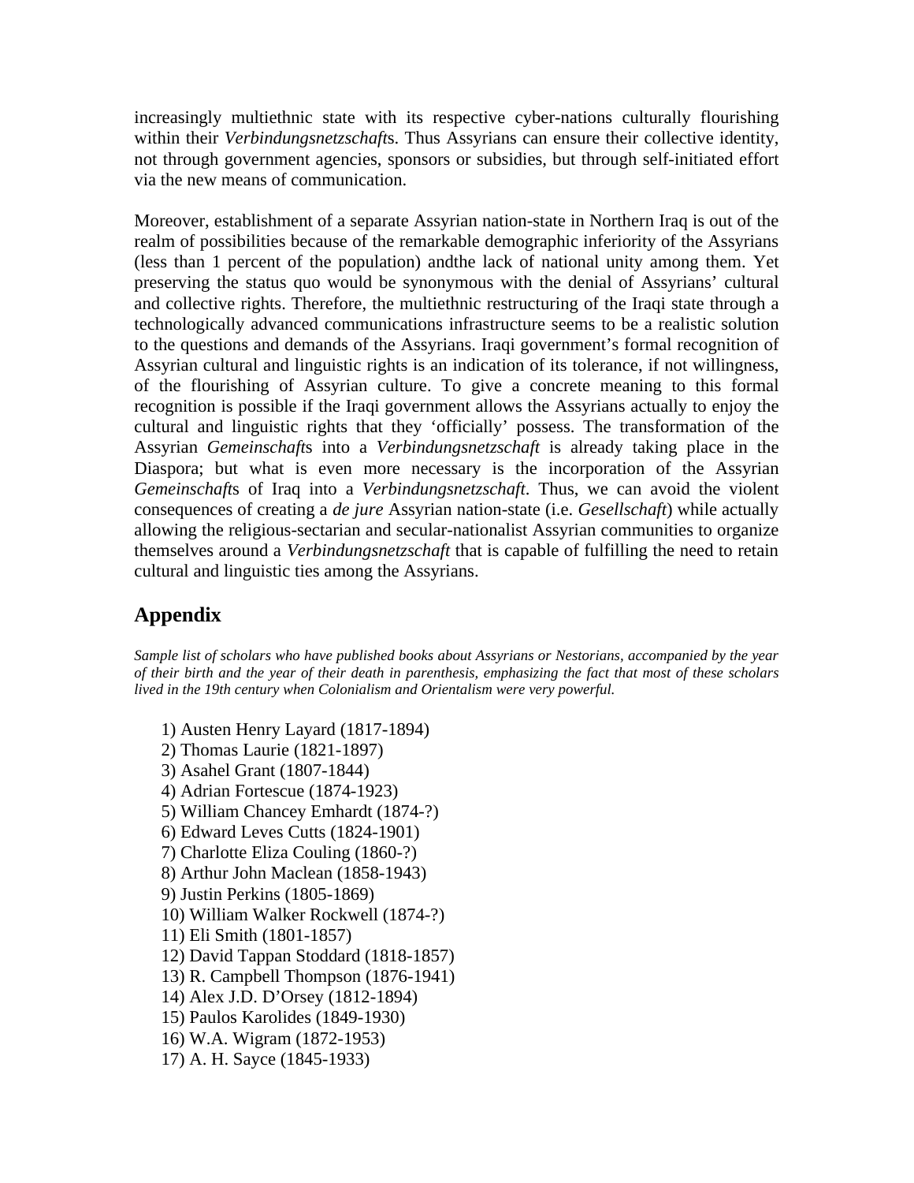increasingly multiethnic state with its respective cyber-nations culturally flourishing within their *Verbindungsnetzschaft*s. Thus Assyrians can ensure their collective identity, not through government agencies, sponsors or subsidies, but through self-initiated effort via the new means of communication.

Moreover, establishment of a separate Assyrian nation-state in Northern Iraq is out of the realm of possibilities because of the remarkable demographic inferiority of the Assyrians (less than 1 percent of the population) andthe lack of national unity among them. Yet preserving the status quo would be synonymous with the denial of Assyrians' cultural and collective rights. Therefore, the multiethnic restructuring of the Iraqi state through a technologically advanced communications infrastructure seems to be a realistic solution to the questions and demands of the Assyrians. Iraqi government's formal recognition of Assyrian cultural and linguistic rights is an indication of its tolerance, if not willingness, of the flourishing of Assyrian culture. To give a concrete meaning to this formal recognition is possible if the Iraqi government allows the Assyrians actually to enjoy the cultural and linguistic rights that they 'officially' possess. The transformation of the Assyrian *Gemeinschaft*s into a *Verbindungsnetzschaft* is already taking place in the Diaspora; but what is even more necessary is the incorporation of the Assyrian *Gemeinschaft*s of Iraq into a *Verbindungsnetzschaft*. Thus, we can avoid the violent consequences of creating a *de jure* Assyrian nation-state (i.e. *Gesellschaft*) while actually allowing the religious-sectarian and secular-nationalist Assyrian communities to organize themselves around a *Verbindungsnetzschaft* that is capable of fulfilling the need to retain cultural and linguistic ties among the Assyrians.

## Appendix

*Sample list of scholars who have published books about Assyrians or Nestorians, accompanied by the year of their birth and the year of their death in parenthesis, emphasizing the fact that most of these scholars lived in the 19th century when Colonialism and Orientalism were very powerful.*

1) Austen Henry Layard (1817-1894)
2) Thomas Laurie (1821-1897)
3) Asahel Grant (1807-1844)
4) Adrian Fortescue (1874-1923)
5) William Chancey Emhardt (1874-?)
6) Edward Leves Cutts (1824-1901)
7) Charlotte Eliza Couling (1860-?)
8) Arthur John Maclean (1858-1943)
9) Justin Perkins (1805-1869)
10) William Walker Rockwell (1874-?)
11) Eli Smith (1801-1857)
12) David Tappan Stoddard (1818-1857)
13) R. Campbell Thompson (1876-1941)
14) Alex J.D. D'Orsey (1812-1894)
15) Paulos Karolides (1849-1930)
16) W.A. Wigram (1872-1953)
17) A. H. Sayce (1845-1933)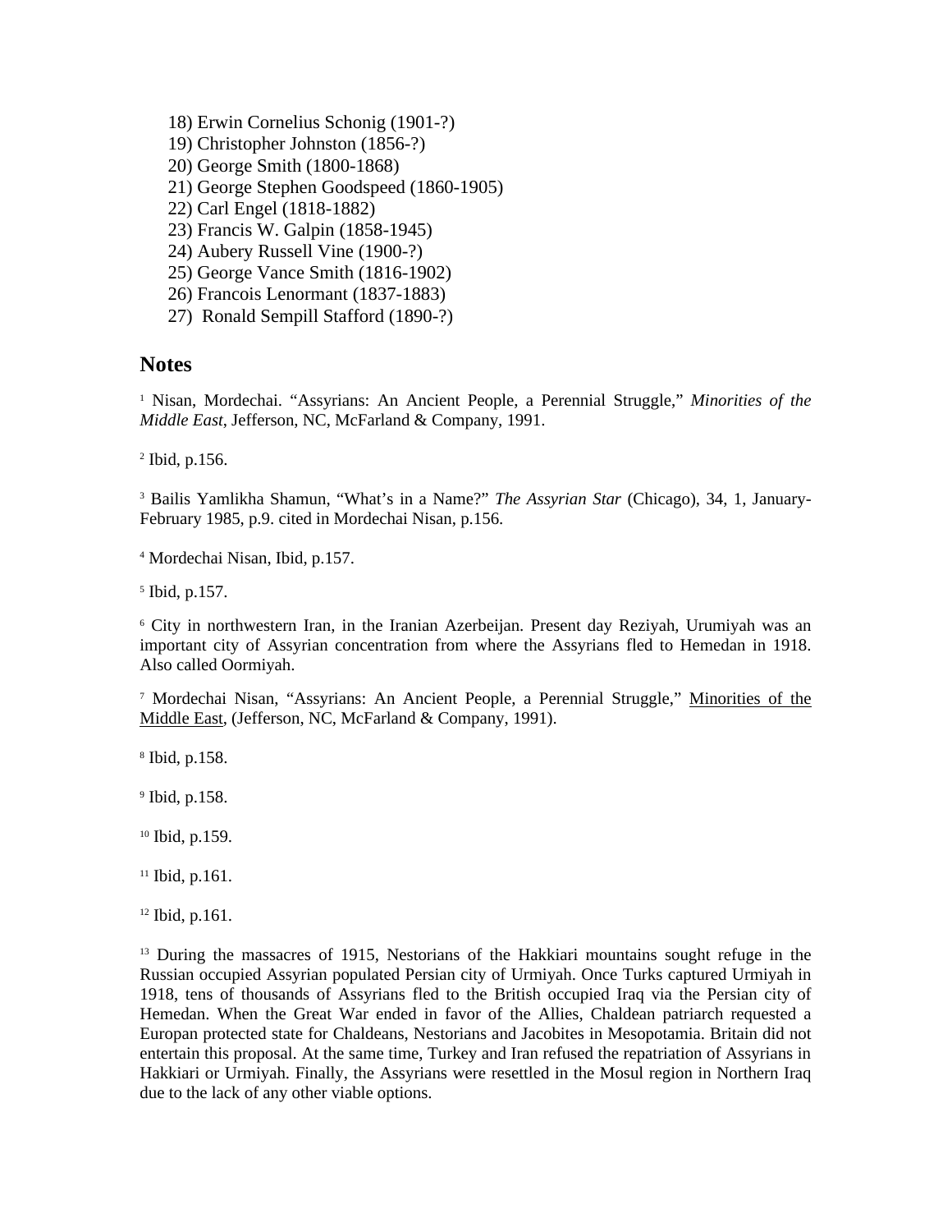18) Erwin Cornelius Schonig (1901-?)
19) Christopher Johnston (1856-?)
20) George Smith (1800-1868)
21) George Stephen Goodspeed (1860-1905)
22) Carl Engel (1818-1882)
23) Francis W. Galpin (1858-1945)
24) Aubery Russell Vine (1900-?)
25) George Vance Smith (1816-1902)
26) Francois Lenormant (1837-1883)
27) Ronald Sempill Stafford (1890-?)

## Notes

[1] Nisan, Mordechai. "Assyrians: An Ancient People, a Perennial Struggle," *Minorities of the Middle East*, Jefferson, NC, McFarland & Company, 1991.

[2] Ibid, p.156.

[3] Bailis Yamlikha Shamun, "What's in a Name?" *The Assyrian Star* (Chicago), 34, 1, January-February 1985, p.9. cited in Mordechai Nisan, p.156.

[4] Mordechai Nisan, Ibid, p.157.

[5] Ibid, p.157.

[6] City in northwestern Iran, in the Iranian Azerbeijan. Present day Reziyah, Urumiyah was an important city of Assyrian concentration from where the Assyrians fled to Hemedan in 1918. Also called Oormiyah.

[7] Mordechai Nisan, "Assyrians: An Ancient People, a Perennial Struggle," Minorities of the Middle East, (Jefferson, NC, McFarland & Company, 1991).

[8] Ibid, p.158.

[9] Ibid, p.158.

[10] Ibid, p.159.

[11] Ibid, p.161.

[12] Ibid, p.161.

[13] During the massacres of 1915, Nestorians of the Hakkiari mountains sought refuge in the Russian occupied Assyrian populated Persian city of Urmiyah. Once Turks captured Urmiyah in 1918, tens of thousands of Assyrians fled to the British occupied Iraq via the Persian city of Hemedan. When the Great War ended in favor of the Allies, Chaldean patriarch requested a Europan protected state for Chaldeans, Nestorians and Jacobites in Mesopotamia. Britain did not entertain this proposal. At the same time, Turkey and Iran refused the repatriation of Assyrians in Hakkiari or Urmiyah. Finally, the Assyrians were resettled in the Mosul region in Northern Iraq due to the lack of any other viable options.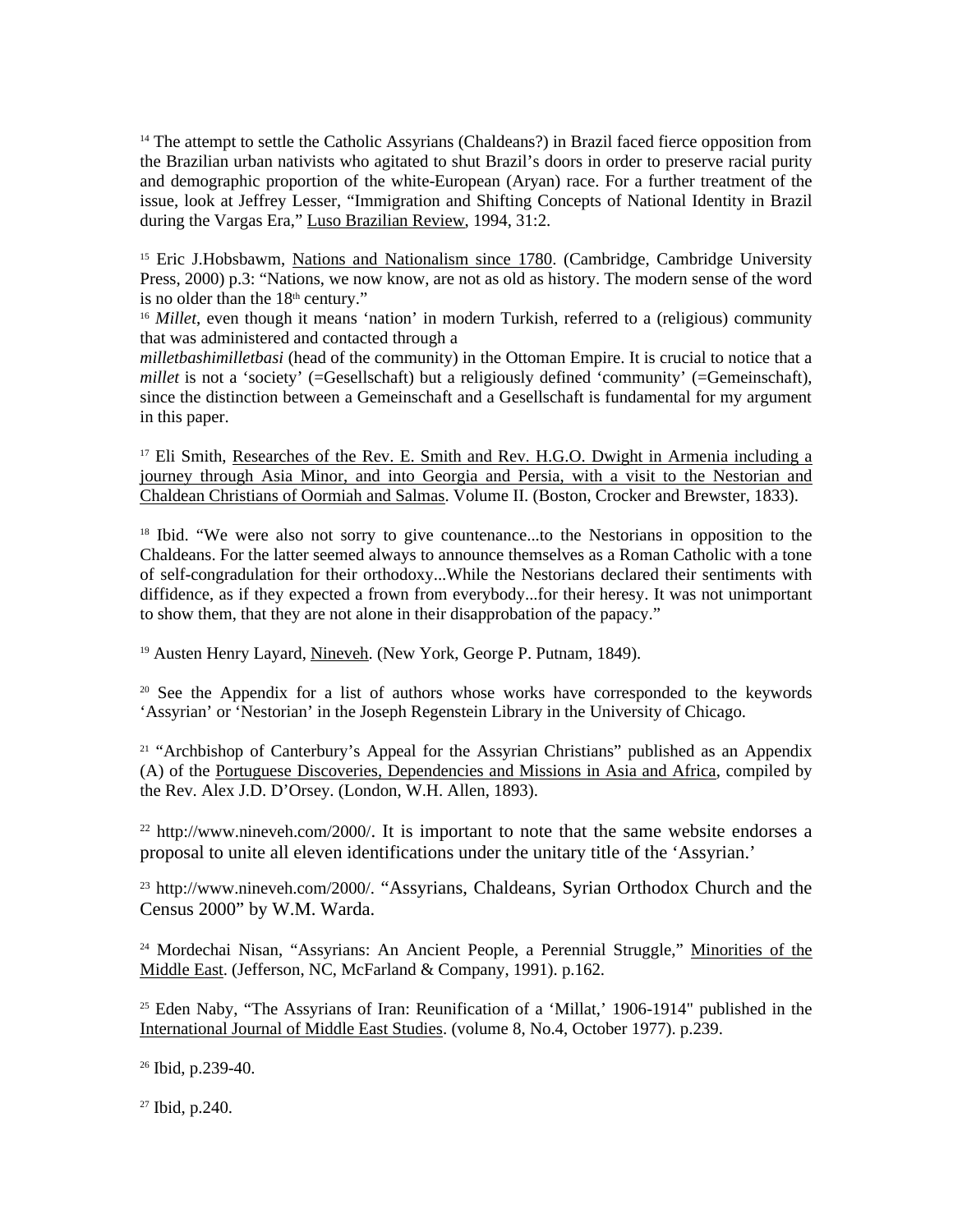[14] The attempt to settle the Catholic Assyrians (Chaldeans?) in Brazil faced fierce opposition from the Brazilian urban nativists who agitated to shut Brazil's doors in order to preserve racial purity and demographic proportion of the white-European (Aryan) race. For a further treatment of the issue, look at Jeffrey Lesser, "Immigration and Shifting Concepts of National Identity in Brazil during the Vargas Era," Luso Brazilian Review, 1994, 31:2.

[15] Eric J.Hobsbawm, Nations and Nationalism since 1780. (Cambridge, Cambridge University Press, 2000) p.3: "Nations, we now know, are not as old as history. The modern sense of the word is no older than the 18th century."

[16] *Millet*, even though it means 'nation' in modern Turkish, referred to a (religious) community that was administered and contacted through a *milletbashimilletbasi* (head of the community) in the Ottoman Empire. It is crucial to notice that a *millet* is not a 'society' (=Gesellschaft) but a religiously defined 'community' (=Gemeinschaft), since the distinction between a Gemeinschaft and a Gesellschaft is fundamental for my argument in this paper.

[17] Eli Smith, Researches of the Rev. E. Smith and Rev. H.G.O. Dwight in Armenia including a journey through Asia Minor, and into Georgia and Persia, with a visit to the Nestorian and Chaldean Christians of Oormiah and Salmas. Volume II. (Boston, Crocker and Brewster, 1833).

[18] Ibid. "We were also not sorry to give countenance...to the Nestorians in opposition to the Chaldeans. For the latter seemed always to announce themselves as a Roman Catholic with a tone of self-congradulation for their orthodoxy...While the Nestorians declared their sentiments with diffidence, as if they expected a frown from everybody...for their heresy. It was not unimportant to show them, that they are not alone in their disapprobation of the papacy."

[19] Austen Henry Layard, Nineveh. (New York, George P. Putnam, 1849).

[20] See the Appendix for a list of authors whose works have corresponded to the keywords 'Assyrian' or 'Nestorian' in the Joseph Regenstein Library in the University of Chicago.

[21] "Archbishop of Canterbury's Appeal for the Assyrian Christians" published as an Appendix (A) of the Portuguese Discoveries, Dependencies and Missions in Asia and Africa, compiled by the Rev. Alex J.D. D'Orsey. (London, W.H. Allen, 1893).

[22] http://www.nineveh.com/2000/. It is important to note that the same website endorses a proposal to unite all eleven identifications under the unitary title of the 'Assyrian.'

[23] http://www.nineveh.com/2000/. "Assyrians, Chaldeans, Syrian Orthodox Church and the Census 2000" by W.M. Warda.

[24] Mordechai Nisan, "Assyrians: An Ancient People, a Perennial Struggle," Minorities of the Middle East. (Jefferson, NC, McFarland & Company, 1991). p.162.

[25] Eden Naby, "The Assyrians of Iran: Reunification of a 'Millat,' 1906-1914" published in the International Journal of Middle East Studies. (volume 8, No.4, October 1977). p.239.

[26] Ibid, p.239-40.

[27] Ibid, p.240.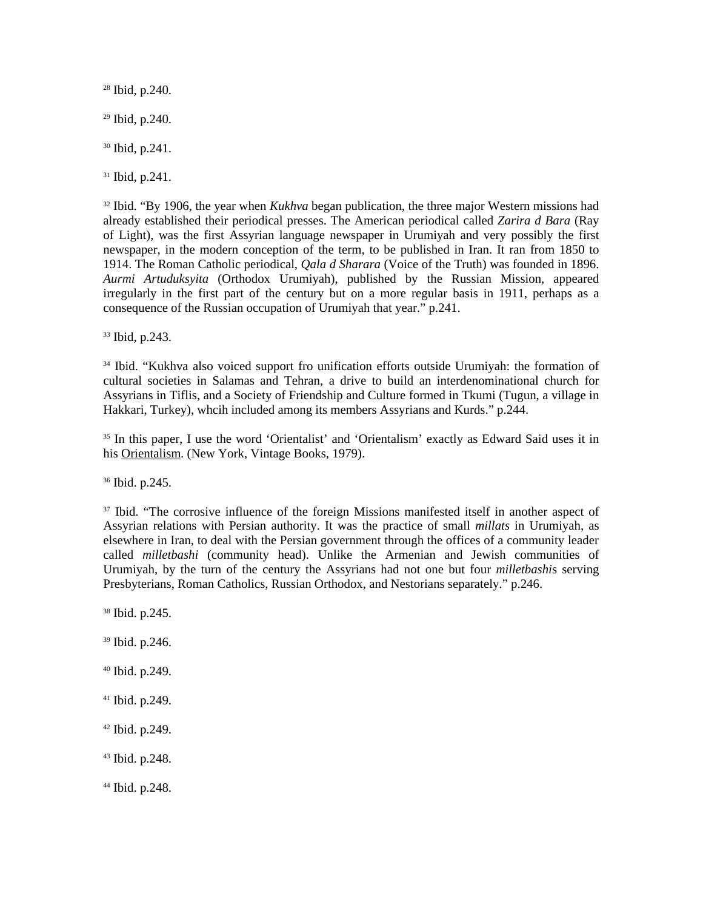[28] Ibid, p.240.

[29] Ibid, p.240.

[30] Ibid, p.241.

[31] Ibid, p.241.

[32] Ibid. "By 1906, the year when *Kukhva* began publication, the three major Western missions had already established their periodical presses. The American periodical called *Zarira d Bara* (Ray of Light), was the first Assyrian language newspaper in Urumiyah and very possibly the first newspaper, in the modern conception of the term, to be published in Iran. It ran from 1850 to 1914. The Roman Catholic periodical, *Qala d Sharara* (Voice of the Truth) was founded in 1896. *Aurmi Artuduksyita* (Orthodox Urumiyah), published by the Russian Mission, appeared irregularly in the first part of the century but on a more regular basis in 1911, perhaps as a consequence of the Russian occupation of Urumiyah that year." p.241.

[33] Ibid, p.243.

[34] Ibid. "Kukhva also voiced support fro unification efforts outside Urumiyah: the formation of cultural societies in Salamas and Tehran, a drive to build an interdenominational church for Assyrians in Tiflis, and a Society of Friendship and Culture formed in Tkumi (Tugun, a village in Hakkari, Turkey), whcih included among its members Assyrians and Kurds." p.244.

[35] In this paper, I use the word 'Orientalist' and 'Orientalism' exactly as Edward Said uses it in his Orientalism. (New York, Vintage Books, 1979).

[36] Ibid. p.245.

[37] Ibid. "The corrosive influence of the foreign Missions manifested itself in another aspect of Assyrian relations with Persian authority. It was the practice of small *millats* in Urumiyah, as elsewhere in Iran, to deal with the Persian government through the offices of a community leader called *milletbashi* (community head). Unlike the Armenian and Jewish communities of Urumiyah, by the turn of the century the Assyrians had not one but four *milletbashi*s serving Presbyterians, Roman Catholics, Russian Orthodox, and Nestorians separately." p.246.

[38] Ibid. p.245.

[39] Ibid. p.246.

[40] Ibid. p.249.

[41] Ibid. p.249.

[42] Ibid. p.249.

[43] Ibid. p.248.

[44] Ibid. p.248.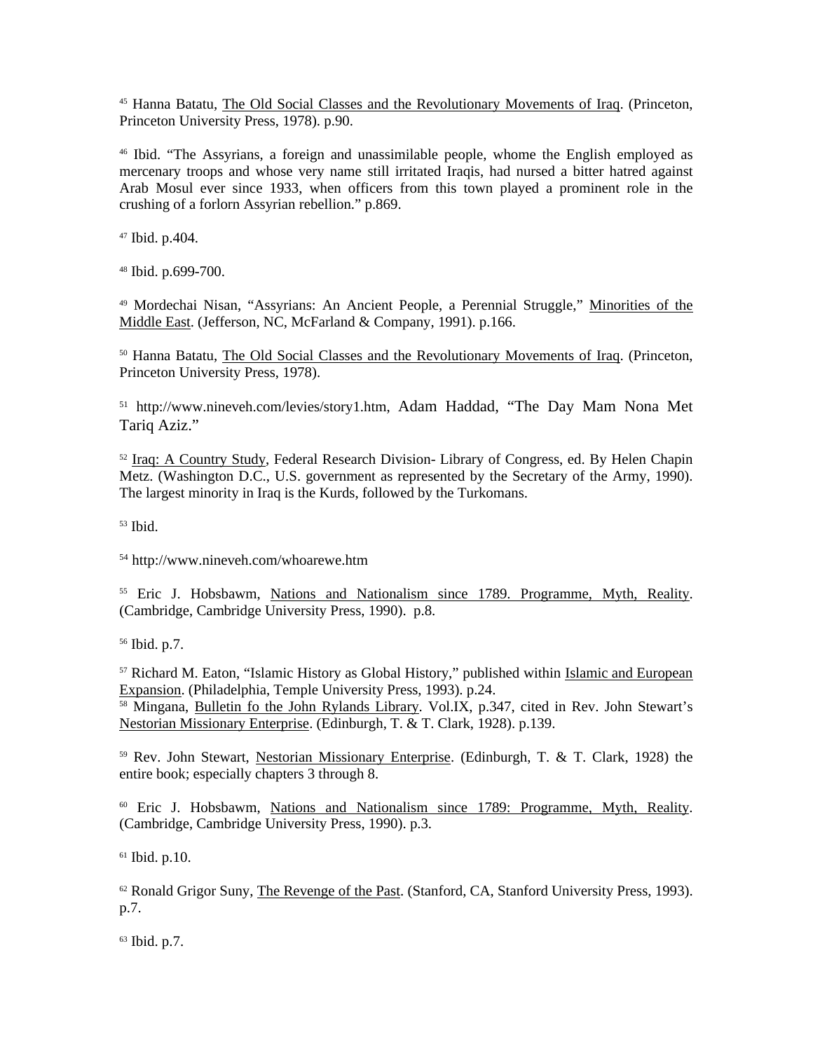[45] Hanna Batatu, The Old Social Classes and the Revolutionary Movements of Iraq. (Princeton, Princeton University Press, 1978). p.90.

[46] Ibid. "The Assyrians, a foreign and unassimilable people, whome the English employed as mercenary troops and whose very name still irritated Iraqis, had nursed a bitter hatred against Arab Mosul ever since 1933, when officers from this town played a prominent role in the crushing of a forlorn Assyrian rebellion." p.869.

[47] Ibid. p.404.

[48] Ibid. p.699-700.

[49] Mordechai Nisan, "Assyrians: An Ancient People, a Perennial Struggle," Minorities of the Middle East. (Jefferson, NC, McFarland & Company, 1991). p.166.

[50] Hanna Batatu, The Old Social Classes and the Revolutionary Movements of Iraq. (Princeton, Princeton University Press, 1978).

[51] http://www.nineveh.com/levies/story1.htm, Adam Haddad, "The Day Mam Nona Met Tariq Aziz."

[52] Iraq: A Country Study, Federal Research Division- Library of Congress, ed. By Helen Chapin Metz. (Washington D.C., U.S. government as represented by the Secretary of the Army, 1990). The largest minority in Iraq is the Kurds, followed by the Turkomans.

[53] Ibid.

[54] http://www.nineveh.com/whoarewe.htm

[55] Eric J. Hobsbawm, Nations and Nationalism since 1789. Programme, Myth, Reality. (Cambridge, Cambridge University Press, 1990). p.8.

[56] Ibid. p.7.

[57] Richard M. Eaton, "Islamic History as Global History," published within Islamic and European Expansion. (Philadelphia, Temple University Press, 1993). p.24.

[58] Mingana, Bulletin fo the John Rylands Library. Vol.IX, p.347, cited in Rev. John Stewart's Nestorian Missionary Enterprise. (Edinburgh, T. & T. Clark, 1928). p.139.

[59] Rev. John Stewart, Nestorian Missionary Enterprise. (Edinburgh, T. & T. Clark, 1928) the entire book; especially chapters 3 through 8.

[60] Eric J. Hobsbawm, Nations and Nationalism since 1789: Programme, Myth, Reality. (Cambridge, Cambridge University Press, 1990). p.3.

[61] Ibid. p.10.

[62] Ronald Grigor Suny, The Revenge of the Past. (Stanford, CA, Stanford University Press, 1993). p.7.

[63] Ibid. p.7.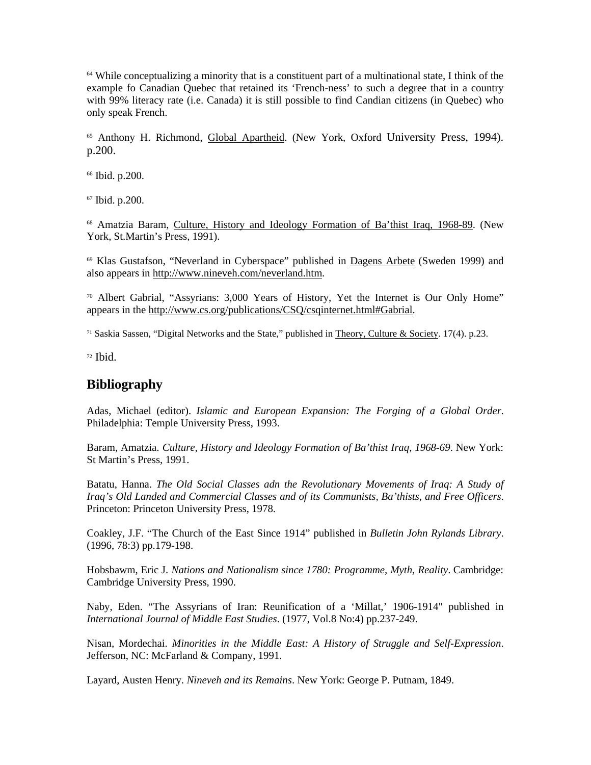[64] While conceptualizing a minority that is a constituent part of a multinational state, I think of the example fo Canadian Quebec that retained its 'French-ness' to such a degree that in a country with 99% literacy rate (i.e. Canada) it is still possible to find Candian citizens (in Quebec) who only speak French.

[65] Anthony H. Richmond, Global Apartheid. (New York, Oxford University Press, 1994). p.200.

[66] Ibid. p.200.

[67] Ibid. p.200.

[68] Amatzia Baram, Culture, History and Ideology Formation of Ba'thist Iraq, 1968-89. (New York, St.Martin's Press, 1991).

[69] Klas Gustafson, "Neverland in Cyberspace" published in Dagens Arbete (Sweden 1999) and also appears in http://www.nineveh.com/neverland.htm.

[70] Albert Gabrial, "Assyrians: 3,000 Years of History, Yet the Internet is Our Only Home" appears in the http://www.cs.org/publications/CSQ/csqinternet.html#Gabrial.

[71] Saskia Sassen, "Digital Networks and the State," published in Theory, Culture & Society. 17(4). p.23.

[72] Ibid.

## Bibliography

Adas, Michael (editor). *Islamic and European Expansion: The Forging of a Global Order.* Philadelphia: Temple University Press, 1993.

Baram, Amatzia. *Culture, History and Ideology Formation of Ba'thist Iraq, 1968-69*. New York: St Martin's Press, 1991.

Batatu, Hanna. *The Old Social Classes adn the Revolutionary Movements of Iraq: A Study of Iraq's Old Landed and Commercial Classes and of its Communists, Ba'thists, and Free Officers.* Princeton: Princeton University Press, 1978.

Coakley, J.F. "The Church of the East Since 1914" published in *Bulletin John Rylands Library*. (1996, 78:3) pp.179-198.

Hobsbawm, Eric J. *Nations and Nationalism since 1780: Programme, Myth, Reality*. Cambridge: Cambridge University Press, 1990.

Naby, Eden. "The Assyrians of Iran: Reunification of a 'Millat,' 1906-1914" published in *International Journal of Middle East Studies*. (1977, Vol.8 No:4) pp.237-249.

Nisan, Mordechai. *Minorities in the Middle East: A History of Struggle and Self-Expression*. Jefferson, NC: McFarland & Company, 1991.

Layard, Austen Henry. *Nineveh and its Remains*. New York: George P. Putnam, 1849.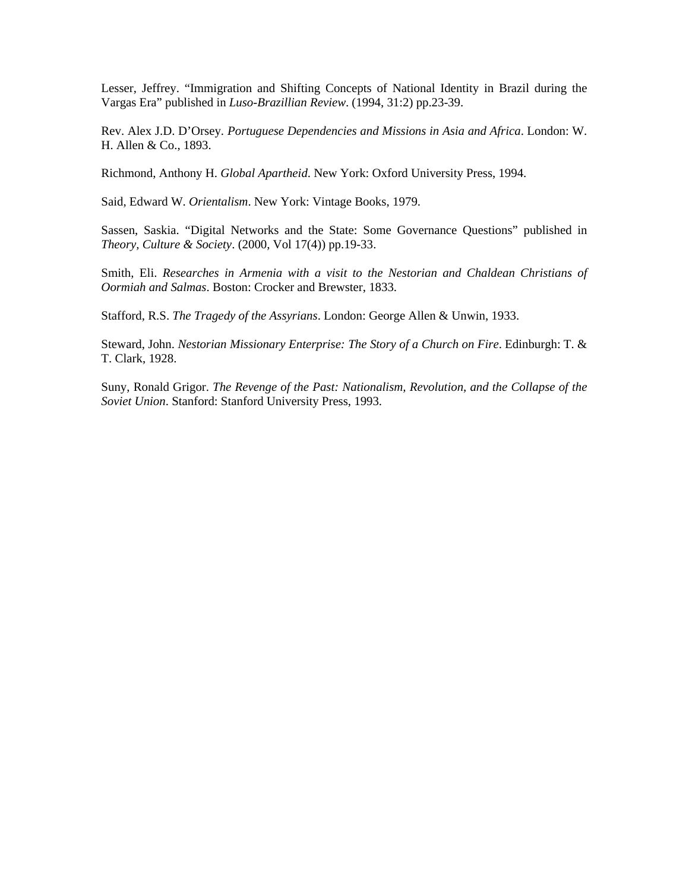Lesser, Jeffrey. "Immigration and Shifting Concepts of National Identity in Brazil during the Vargas Era" published in *Luso-Brazillian Review*. (1994, 31:2) pp.23-39.

Rev. Alex J.D. D'Orsey. *Portuguese Dependencies and Missions in Asia and Africa*. London: W. H. Allen & Co., 1893.

Richmond, Anthony H. *Global Apartheid*. New York: Oxford University Press, 1994.

Said, Edward W. *Orientalism*. New York: Vintage Books, 1979.

Sassen, Saskia. "Digital Networks and the State: Some Governance Questions" published in *Theory, Culture & Society*. (2000, Vol 17(4)) pp.19-33.

Smith, Eli. *Researches in Armenia with a visit to the Nestorian and Chaldean Christians of Oormiah and Salmas*. Boston: Crocker and Brewster, 1833.

Stafford, R.S. *The Tragedy of the Assyrians*. London: George Allen & Unwin, 1933.

Steward, John. *Nestorian Missionary Enterprise: The Story of a Church on Fire*. Edinburgh: T. & T. Clark, 1928.

Suny, Ronald Grigor. *The Revenge of the Past: Nationalism, Revolution, and the Collapse of the Soviet Union*. Stanford: Stanford University Press, 1993.